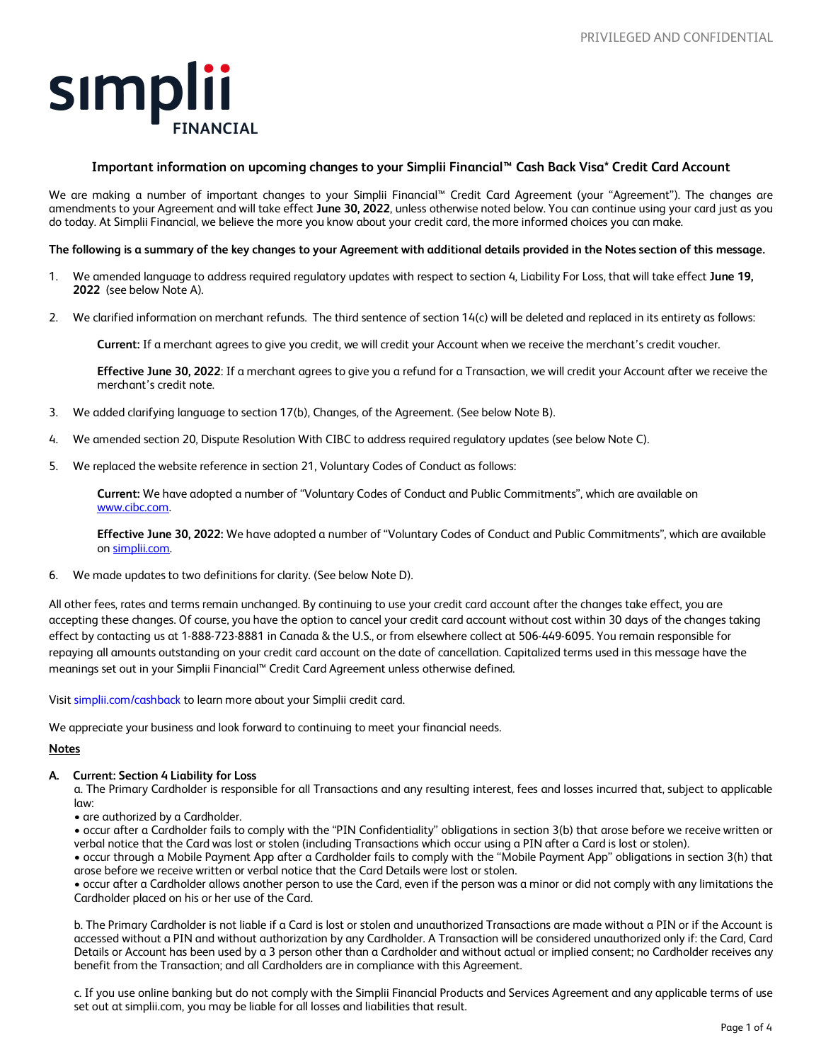PRIVILEGED AND CONFIDENTIAL

simplii FINANCIAL

### Important information on upcoming changes to your Simplii Financial™ Cash Back Visa* Credit Card Account

We are making a number of important changes to your Simplii Financial™ Credit Card Agreement (your "Agreement"). The changes are amendments to your Agreement and will take effect **June 30, 2022**, unless otherwise noted below. You can continue using your card just as you do today. At Simplii Financial, we believe the more you know about your credit card, the more informed choices you can make.

**The following is a summary of the key changes to your Agreement with additional details provided in the Notes section of this message.**

1. We amended language to address required regulatory updates with respect to section 4, Liability For Loss, that will take effect **June 19, 2022** (see below Note A).

2. We clarified information on merchant refunds. The third sentence of section 14(c) will be deleted and replaced in its entirety as follows:

   **Current:** If a merchant agrees to give you credit, we will credit your Account when we receive the merchant's credit voucher.

   **Effective June 30, 2022**: If a merchant agrees to give you a refund for a Transaction, we will credit your Account after we receive the merchant's credit note.

3. We added clarifying language to section 17(b), Changes, of the Agreement. (See below Note B).

4. We amended section 20, Dispute Resolution With CIBC to address required regulatory updates (see below Note C).

5. We replaced the website reference in section 21, Voluntary Codes of Conduct as follows:

   **Current:** We have adopted a number of "Voluntary Codes of Conduct and Public Commitments", which are available on www.cibc.com.

   **Effective June 30, 2022:** We have adopted a number of "Voluntary Codes of Conduct and Public Commitments", which are available on simplii.com.

6. We made updates to two definitions for clarity. (See below Note D).

All other fees, rates and terms remain unchanged. By continuing to use your credit card account after the changes take effect, you are accepting these changes. Of course, you have the option to cancel your credit card account without cost within 30 days of the changes taking effect by contacting us at 1-888-723-8881 in Canada & the U.S., or from elsewhere collect at 506-449-6095. You remain responsible for repaying all amounts outstanding on your credit card account on the date of cancellation. Capitalized terms used in this message have the meanings set out in your Simplii Financial™ Credit Card Agreement unless otherwise defined.

Visit simplii.com/cashback to learn more about your Simplii credit card.

We appreciate your business and look forward to continuing to meet your financial needs.

**Notes**

**A. Current: Section 4 Liability for Loss**

a. The Primary Cardholder is responsible for all Transactions and any resulting interest, fees and losses incurred that, subject to applicable law:

- are authorized by a Cardholder.
- occur after a Cardholder fails to comply with the "PIN Confidentiality" obligations in section 3(b) that arose before we receive written or verbal notice that the Card was lost or stolen (including Transactions which occur using a PIN after a Card is lost or stolen).
- occur through a Mobile Payment App after a Cardholder fails to comply with the "Mobile Payment App" obligations in section 3(h) that arose before we receive written or verbal notice that the Card Details were lost or stolen.
- occur after a Cardholder allows another person to use the Card, even if the person was a minor or did not comply with any limitations the Cardholder placed on his or her use of the Card.

b. The Primary Cardholder is not liable if a Card is lost or stolen and unauthorized Transactions are made without a PIN or if the Account is accessed without a PIN and without authorization by any Cardholder. A Transaction will be considered unauthorized only if: the Card, Card Details or Account has been used by a 3 person other than a Cardholder and without actual or implied consent; no Cardholder receives any benefit from the Transaction; and all Cardholders are in compliance with this Agreement.

c. If you use online banking but do not comply with the Simplii Financial Products and Services Agreement and any applicable terms of use set out at simplii.com, you may be liable for all losses and liabilities that result.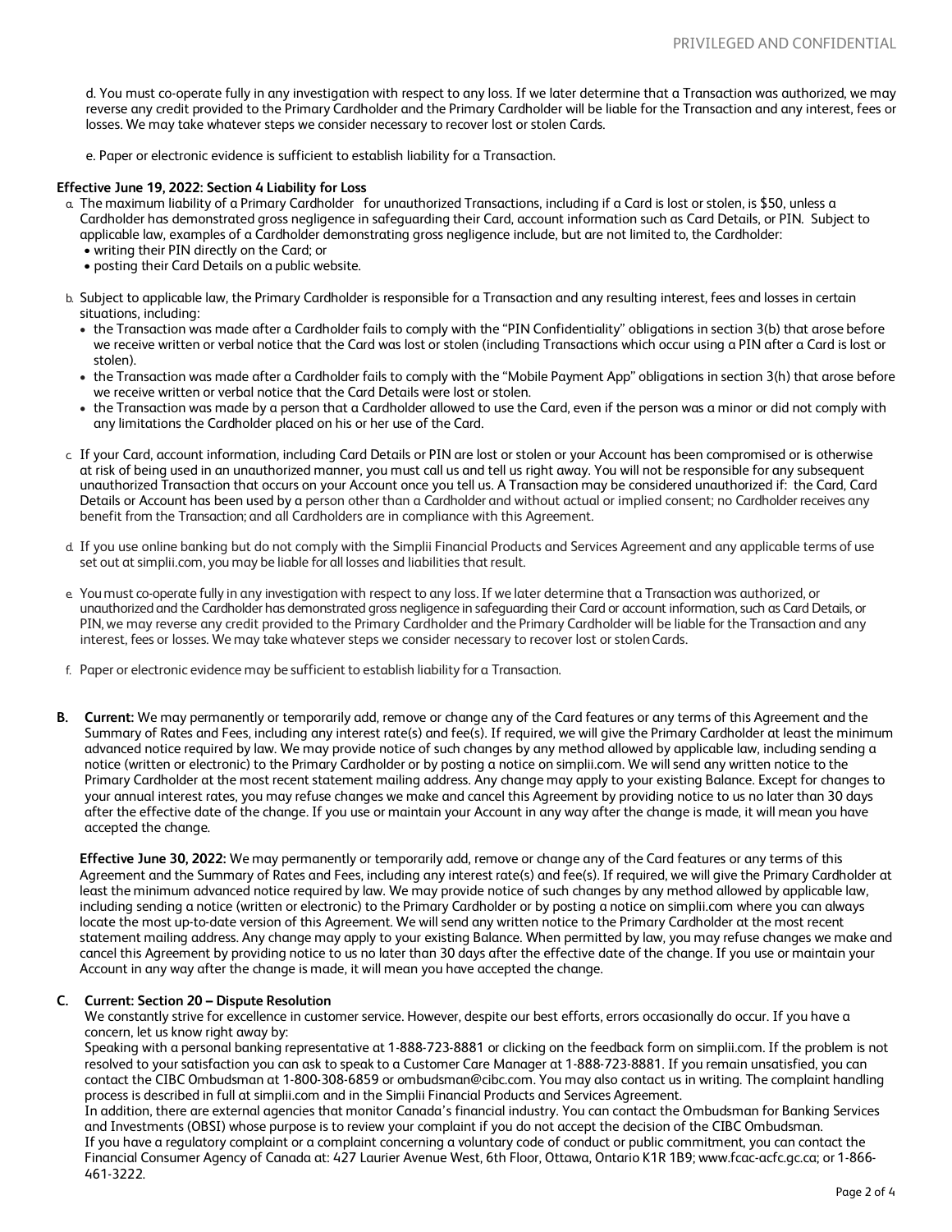d. You must co-operate fully in any investigation with respect to any loss. If we later determine that a Transaction was authorized, we may reverse any credit provided to the Primary Cardholder and the Primary Cardholder will be liable for the Transaction and any interest, fees or losses. We may take whatever steps we consider necessary to recover lost or stolen Cards.

e. Paper or electronic evidence is sufficient to establish liability for a Transaction.

**Effective June 19, 2022: Section 4 Liability for Loss**

a. The maximum liability of a Primary Cardholder for unauthorized Transactions, including if a Card is lost or stolen, is $50, unless a Cardholder has demonstrated gross negligence in safeguarding their Card, account information such as Card Details, or PIN. Subject to applicable law, examples of a Cardholder demonstrating gross negligence include, but are not limited to, the Cardholder:
   - writing their PIN directly on the Card; or
   - posting their Card Details on a public website.

b. Subject to applicable law, the Primary Cardholder is responsible for a Transaction and any resulting interest, fees and losses in certain situations, including:
   - the Transaction was made after a Cardholder fails to comply with the "PIN Confidentiality" obligations in section 3(b) that arose before we receive written or verbal notice that the Card was lost or stolen (including Transactions which occur using a PIN after a Card is lost or stolen).
   - the Transaction was made after a Cardholder fails to comply with the "Mobile Payment App" obligations in section 3(h) that arose before we receive written or verbal notice that the Card Details were lost or stolen.
   - the Transaction was made by a person that a Cardholder allowed to use the Card, even if the person was a minor or did not comply with any limitations the Cardholder placed on his or her use of the Card.

c. If your Card, account information, including Card Details or PIN are lost or stolen or your Account has been compromised or is otherwise at risk of being used in an unauthorized manner, you must call us and tell us right away. You will not be responsible for any subsequent unauthorized Transaction that occurs on your Account once you tell us. A Transaction may be considered unauthorized if: the Card, Card Details or Account has been used by a person other than a Cardholder and without actual or implied consent; no Cardholder receives any benefit from the Transaction; and all Cardholders are in compliance with this Agreement.

d. If you use online banking but do not comply with the Simplii Financial Products and Services Agreement and any applicable terms of use set out at simplii.com, you may be liable for all losses and liabilities that result.

e. You must co-operate fully in any investigation with respect to any loss. If we later determine that a Transaction was authorized, or unauthorized and the Cardholder has demonstrated gross negligence in safeguarding their Card or account information, such as Card Details, or PIN, we may reverse any credit provided to the Primary Cardholder and the Primary Cardholder will be liable for the Transaction and any interest, fees or losses. We may take whatever steps we consider necessary to recover lost or stolen Cards.

f. Paper or electronic evidence may be sufficient to establish liability for a Transaction.

**B. Current:** We may permanently or temporarily add, remove or change any of the Card features or any terms of this Agreement and the Summary of Rates and Fees, including any interest rate(s) and fee(s). If required, we will give the Primary Cardholder at least the minimum advanced notice required by law. We may provide notice of such changes by any method allowed by applicable law, including sending a notice (written or electronic) to the Primary Cardholder or by posting a notice on simplii.com. We will send any written notice to the Primary Cardholder at the most recent statement mailing address. Any change may apply to your existing Balance. Except for changes to your annual interest rates, you may refuse changes we make and cancel this Agreement by providing notice to us no later than 30 days after the effective date of the change. If you use or maintain your Account in any way after the change is made, it will mean you have accepted the change.

**Effective June 30, 2022:** We may permanently or temporarily add, remove or change any of the Card features or any terms of this Agreement and the Summary of Rates and Fees, including any interest rate(s) and fee(s). If required, we will give the Primary Cardholder at least the minimum advanced notice required by law. We may provide notice of such changes by any method allowed by applicable law, including sending a notice (written or electronic) to the Primary Cardholder or by posting a notice on simplii.com where you can always locate the most up-to-date version of this Agreement. We will send any written notice to the Primary Cardholder at the most recent statement mailing address. Any change may apply to your existing Balance. When permitted by law, you may refuse changes we make and cancel this Agreement by providing notice to us no later than 30 days after the effective date of the change. If you use or maintain your Account in any way after the change is made, it will mean you have accepted the change.

**C. Current: Section 20 – Dispute Resolution**

We constantly strive for excellence in customer service. However, despite our best efforts, errors occasionally do occur. If you have a concern, let us know right away by:

Speaking with a personal banking representative at 1-888-723-8881 or clicking on the feedback form on simplii.com. If the problem is not resolved to your satisfaction you can ask to speak to a Customer Care Manager at 1-888-723-8881. If you remain unsatisfied, you can contact the CIBC Ombudsman at 1-800-308-6859 or ombudsman@cibc.com. You may also contact us in writing. The complaint handling process is described in full at simplii.com and in the Simplii Financial Products and Services Agreement.

In addition, there are external agencies that monitor Canada's financial industry. You can contact the Ombudsman for Banking Services and Investments (OBSI) whose purpose is to review your complaint if you do not accept the decision of the CIBC Ombudsman.

If you have a regulatory complaint or a complaint concerning a voluntary code of conduct or public commitment, you can contact the Financial Consumer Agency of Canada at: 427 Laurier Avenue West, 6th Floor, Ottawa, Ontario K1R 1B9; www.fcac-acfc.gc.ca; or 1-866-461-3222.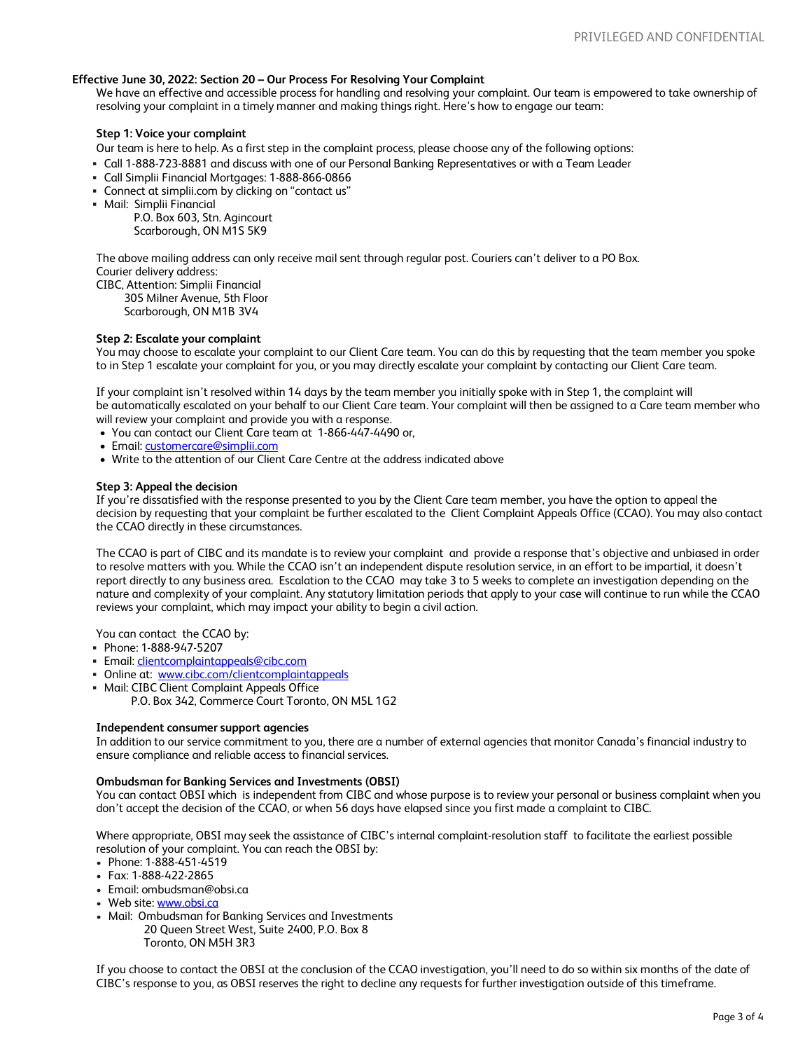## Effective June 30, 2022: Section 20 – Our Process For Resolving Your Complaint

We have an effective and accessible process for handling and resolving your complaint. Our team is empowered to take ownership of resolving your complaint in a timely manner and making things right. Here's how to engage our team:

### Step 1: Voice your complaint

Our team is here to help. As a first step in the complaint process, please choose any of the following options:

- Call 1-888-723-8881 and discuss with one of our Personal Banking Representatives or with a Team Leader
- Call Simplii Financial Mortgages: 1-888-866-0866
- Connect at simplii.com by clicking on "contact us"
- Mail: Simplii Financial
  P.O. Box 603, Stn. Agincourt
  Scarborough, ON M1S 5K9

The above mailing address can only receive mail sent through regular post. Couriers can't deliver to a PO Box.
Courier delivery address:
CIBC, Attention: Simplii Financial
305 Milner Avenue, 5th Floor
Scarborough, ON M1B 3V4

### Step 2: Escalate your complaint

You may choose to escalate your complaint to our Client Care team. You can do this by requesting that the team member you spoke to in Step 1 escalate your complaint for you, or you may directly escalate your complaint by contacting our Client Care team.

If your complaint isn't resolved within 14 days by the team member you initially spoke with in Step 1, the complaint will be automatically escalated on your behalf to our Client Care team. Your complaint will then be assigned to a Care team member who will review your complaint and provide you with a response.

- You can contact our Client Care team at 1-866-447-4490 or,
- Email: customercare@simplii.com
- Write to the attention of our Client Care Centre at the address indicated above

### Step 3: Appeal the decision

If you're dissatisfied with the response presented to you by the Client Care team member, you have the option to appeal the decision by requesting that your complaint be further escalated to the Client Complaint Appeals Office (CCAO). You may also contact the CCAO directly in these circumstances.

The CCAO is part of CIBC and its mandate is to review your complaint and provide a response that's objective and unbiased in order to resolve matters with you. While the CCAO isn't an independent dispute resolution service, in an effort to be impartial, it doesn't report directly to any business area. Escalation to the CCAO may take 3 to 5 weeks to complete an investigation depending on the nature and complexity of your complaint. Any statutory limitation periods that apply to your case will continue to run while the CCAO reviews your complaint, which may impact your ability to begin a civil action.

You can contact the CCAO by:

- Phone: 1-888-947-5207
- Email: clientcomplaintappeals@cibc.com
- Online at: www.cibc.com/clientcomplaintappeals
- Mail: CIBC Client Complaint Appeals Office
  P.O. Box 342, Commerce Court Toronto, ON M5L 1G2

### Independent consumer support agencies

In addition to our service commitment to you, there are a number of external agencies that monitor Canada's financial industry to ensure compliance and reliable access to financial services.

### Ombudsman for Banking Services and Investments (OBSI)

You can contact OBSI which is independent from CIBC and whose purpose is to review your personal or business complaint when you don't accept the decision of the CCAO, or when 56 days have elapsed since you first made a complaint to CIBC.

Where appropriate, OBSI may seek the assistance of CIBC's internal complaint-resolution staff to facilitate the earliest possible resolution of your complaint. You can reach the OBSI by:

- Phone: 1-888-451-4519
- Fax: 1-888-422-2865
- Email: ombudsman@obsi.ca
- Web site: www.obsi.ca
- Mail: Ombudsman for Banking Services and Investments
  20 Queen Street West, Suite 2400, P.O. Box 8
  Toronto, ON M5H 3R3

If you choose to contact the OBSI at the conclusion of the CCAO investigation, you'll need to do so within six months of the date of CIBC's response to you, as OBSI reserves the right to decline any requests for further investigation outside of this timeframe.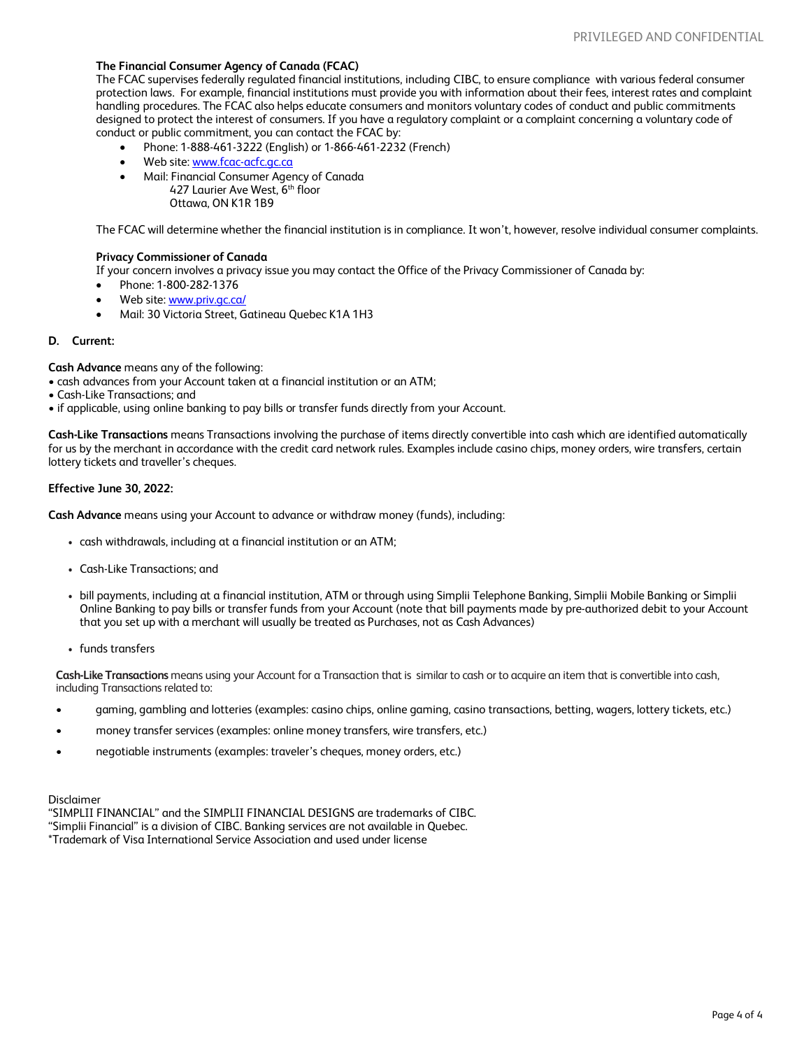**The Financial Consumer Agency of Canada (FCAC)**

The FCAC supervises federally regulated financial institutions, including CIBC, to ensure compliance with various federal consumer protection laws. For example, financial institutions must provide you with information about their fees, interest rates and complaint handling procedures. The FCAC also helps educate consumers and monitors voluntary codes of conduct and public commitments designed to protect the interest of consumers. If you have a regulatory complaint or a complaint concerning a voluntary code of conduct or public commitment, you can contact the FCAC by:

- Phone: 1-888-461-3222 (English) or 1-866-461-2232 (French)
- Web site: www.fcac-acfc.gc.ca
- Mail: Financial Consumer Agency of Canada
  427 Laurier Ave West, 6th floor
  Ottawa, ON K1R 1B9

The FCAC will determine whether the financial institution is in compliance. It won't, however, resolve individual consumer complaints.

**Privacy Commissioner of Canada**

If your concern involves a privacy issue you may contact the Office of the Privacy Commissioner of Canada by:

- Phone: 1-800-282-1376
- Web site: www.priv.gc.ca/
- Mail: 30 Victoria Street, Gatineau Quebec K1A 1H3

**D. Current:**

**Cash Advance** means any of the following:

- cash advances from your Account taken at a financial institution or an ATM;
- Cash-Like Transactions; and
- if applicable, using online banking to pay bills or transfer funds directly from your Account.

**Cash-Like Transactions** means Transactions involving the purchase of items directly convertible into cash which are identified automatically for us by the merchant in accordance with the credit card network rules. Examples include casino chips, money orders, wire transfers, certain lottery tickets and traveller's cheques.

**Effective June 30, 2022:**

**Cash Advance** means using your Account to advance or withdraw money (funds), including:

- cash withdrawals, including at a financial institution or an ATM;
- Cash-Like Transactions; and
- bill payments, including at a financial institution, ATM or through using Simplii Telephone Banking, Simplii Mobile Banking or Simplii Online Banking to pay bills or transfer funds from your Account (note that bill payments made by pre-authorized debit to your Account that you set up with a merchant will usually be treated as Purchases, not as Cash Advances)
- funds transfers

**Cash-Like Transactions** means using your Account for a Transaction that is similar to cash or to acquire an item that is convertible into cash, including Transactions related to:

- gaming, gambling and lotteries (examples: casino chips, online gaming, casino transactions, betting, wagers, lottery tickets, etc.)
- money transfer services (examples: online money transfers, wire transfers, etc.)
- negotiable instruments (examples: traveler's cheques, money orders, etc.)

Disclaimer

"SIMPLII FINANCIAL" and the SIMPLII FINANCIAL DESIGNS are trademarks of CIBC.
"Simplii Financial" is a division of CIBC. Banking services are not available in Quebec.
*Trademark of Visa International Service Association and used under license